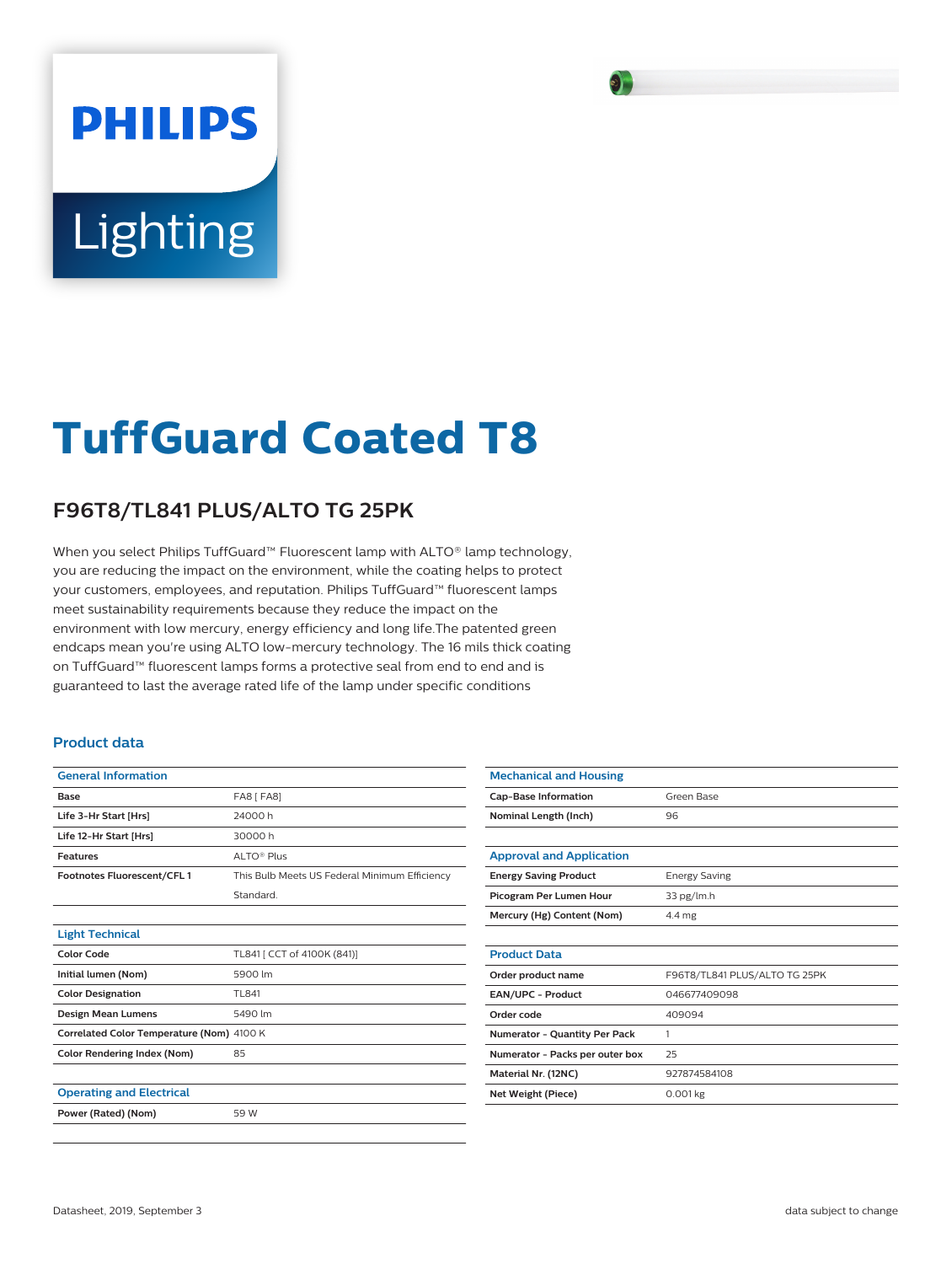PHILIPS

Lighting

# TuffGuard Coated T8

## F96T8/TL841 PLUS/ALTO TG 25PK

When you select Philips TuffGuard™ Fluorescent lamp with ALTO® lamp technology, you are reducing the impact on the environment, while the coating helps to protect your customers, employees, and reputation. Philips TuffGuard™ fluorescent lamps meet sustainability requirements because they reduce the impact on the environment with low mercury, energy efficiency and long life.The patented green endcaps mean you're using ALTO low-mercury technology. The 16 mils thick coating on TuffGuard™ fluorescent lamps forms a protective seal from end to end and is guaranteed to last the average rated life of the lamp under specific conditions

### Product data

| General Information | |
|---|---|
| **Base** | FA8 [ FA8] |
| **Life 3-Hr Start [Hrs]** | 24000 h |
| **Life 12-Hr Start [Hrs]** | 30000 h |
| **Features** | ALTO® Plus |
| **Footnotes Fluorescent/CFL 1** | This Bulb Meets US Federal Minimum Efficiency Standard. |

| Light Technical | |
|---|---|
| **Color Code** | TL841 [ CCT of 4100K (841)] |
| **Initial lumen (Nom)** | 5900 lm |
| **Color Designation** | TL841 |
| **Design Mean Lumens** | 5490 lm |
| **Correlated Color Temperature (Nom)** | 4100 K |
| **Color Rendering Index (Nom)** | 85 |

| Operating and Electrical | |
|---|---|
| **Power (Rated) (Nom)** | 59 W |

| Mechanical and Housing | |
|---|---|
| **Cap-Base Information** | Green Base |
| **Nominal Length (Inch)** | 96 |

| Approval and Application | |
|---|---|
| **Energy Saving Product** | Energy Saving |
| **Picogram Per Lumen Hour** | 33 pg/lm.h |
| **Mercury (Hg) Content (Nom)** | 4.4 mg |

| Product Data | |
|---|---|
| **Order product name** | F96T8/TL841 PLUS/ALTO TG 25PK |
| **EAN/UPC - Product** | 046677409098 |
| **Order code** | 409094 |
| **Numerator - Quantity Per Pack** | 1 |
| **Numerator - Packs per outer box** | 25 |
| **Material Nr. (12NC)** | 927874584108 |
| **Net Weight (Piece)** | 0.001 kg |

Datasheet, 2019, September 3

data subject to change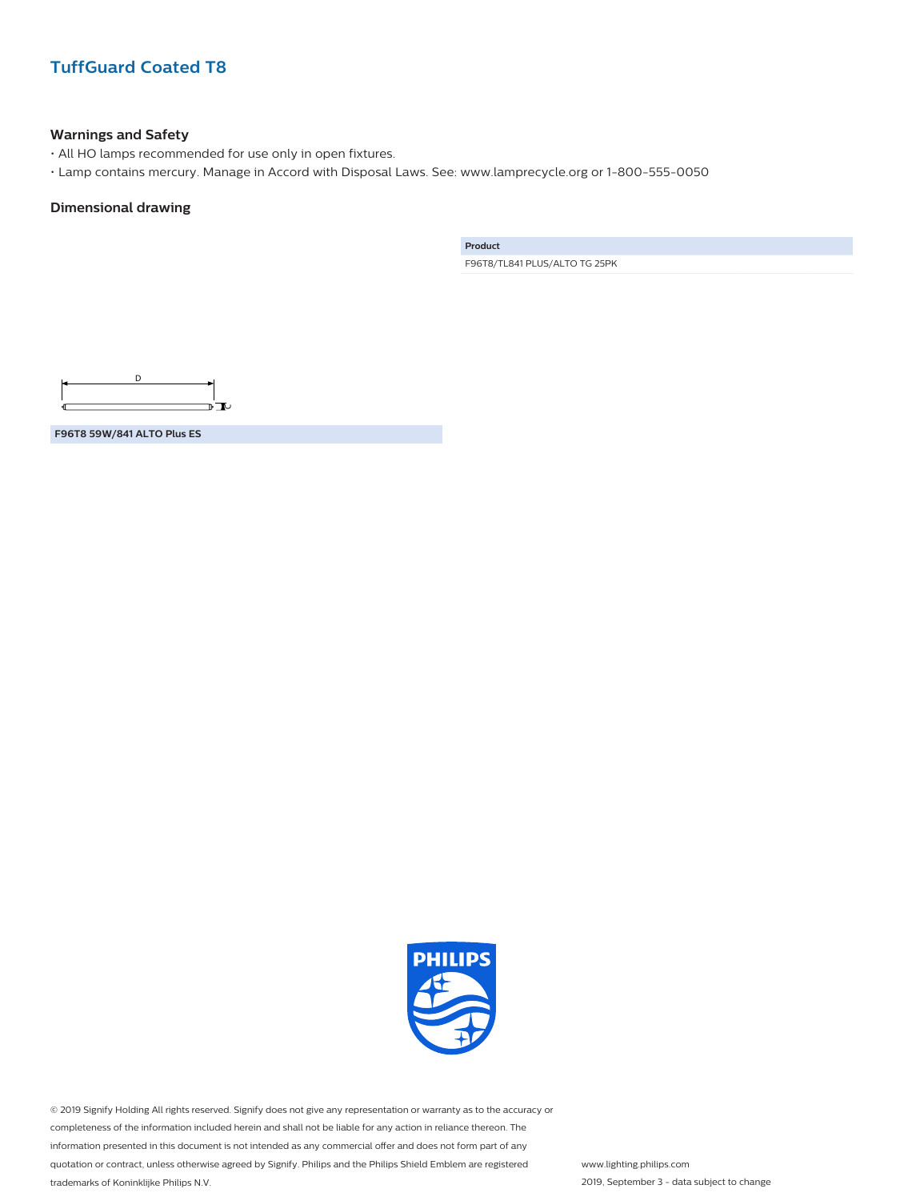# TuffGuard Coated T8

## Warnings and Safety

- All HO lamps recommended for use only in open fixtures.
- Lamp contains mercury. Manage in Accord with Disposal Laws. See: www.lamprecycle.org or 1-800-555-0050

## Dimensional drawing

| Product |
| --- |
| F96T8/TL841 PLUS/ALTO TG 25PK |

D

**F96T8 59W/841 ALTO Plus ES**

© 2019 Signify Holding All rights reserved. Signify does not give any representation or warranty as to the accuracy or completeness of the information included herein and shall not be liable for any action in reliance thereon. The information presented in this document is not intended as any commercial offer and does not form part of any quotation or contract, unless otherwise agreed by Signify. Philips and the Philips Shield Emblem are registered trademarks of Koninklijke Philips N.V.

www.lighting.philips.com
2019, September 3 - data subject to change